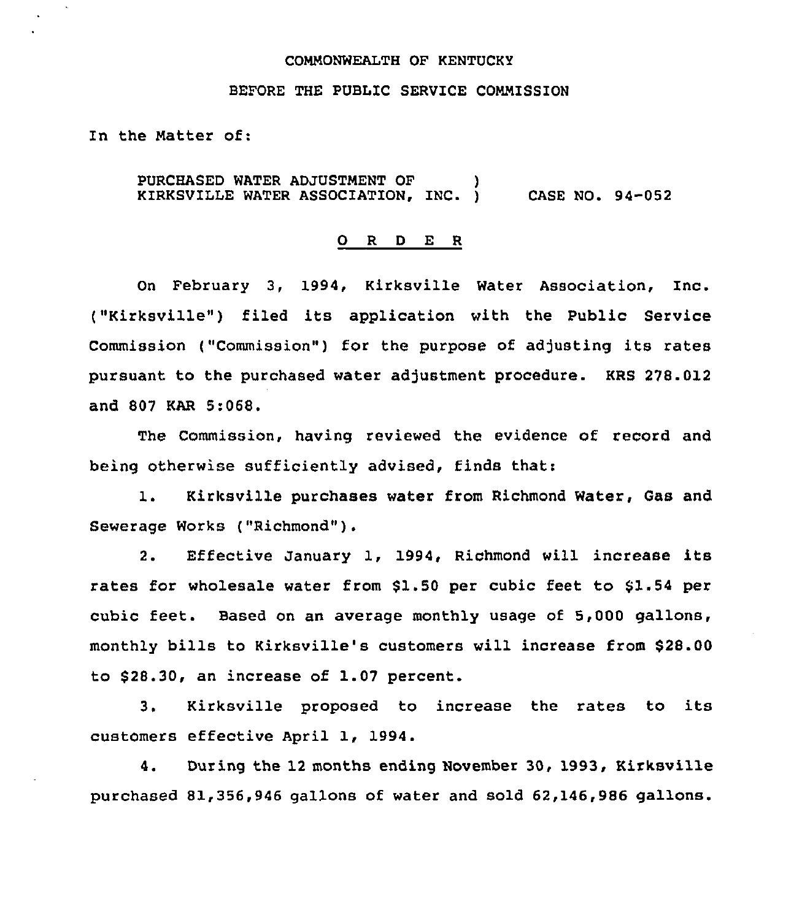COMMONWEALTH OF KENTUCKY

BEFORE THE PUBLIC SERVICE COMMISSION

In the Matter of:

PURCHASED WATER ADJUSTMENT OF KIRKSVILLE WATER ASSOCIATION, INC. ) CASE NO. 94-052

O R D E R

On February 3, 1994, Kirksville Water Association, Inc. ("Kirksville") filed its application with the Public Service Commission ("Commission") for the purpose of adjusting its rates pursuant to the purchased water adjustment procedure. KRS 278.012 and 807 KAR 5:068.

The Commission, having reviewed the evidence of record and being otherwise sufficiently advised, finds that:

1. Kirksville purchases water from Richmond Water, Gas and Sewerage Works ("Richmond").

2. Effective January 1, 1994, Richmond will increase its rates for wholesale water from $1.50 per cubic feet to $1.54 per cubic feet. Based on an average monthly usage of 5,000 gallons, monthly bills to Kirksville's customers will increase from $28.00 to $28.30, an increase of 1.07 percent.

3. Kirksville proposed to increase the rates to its customers effective April 1, 1994.

4. During the 12 months ending November 30, 1993, Kirksville purchased 81,356,946 gallons of water and sold 62,146,986 gallons.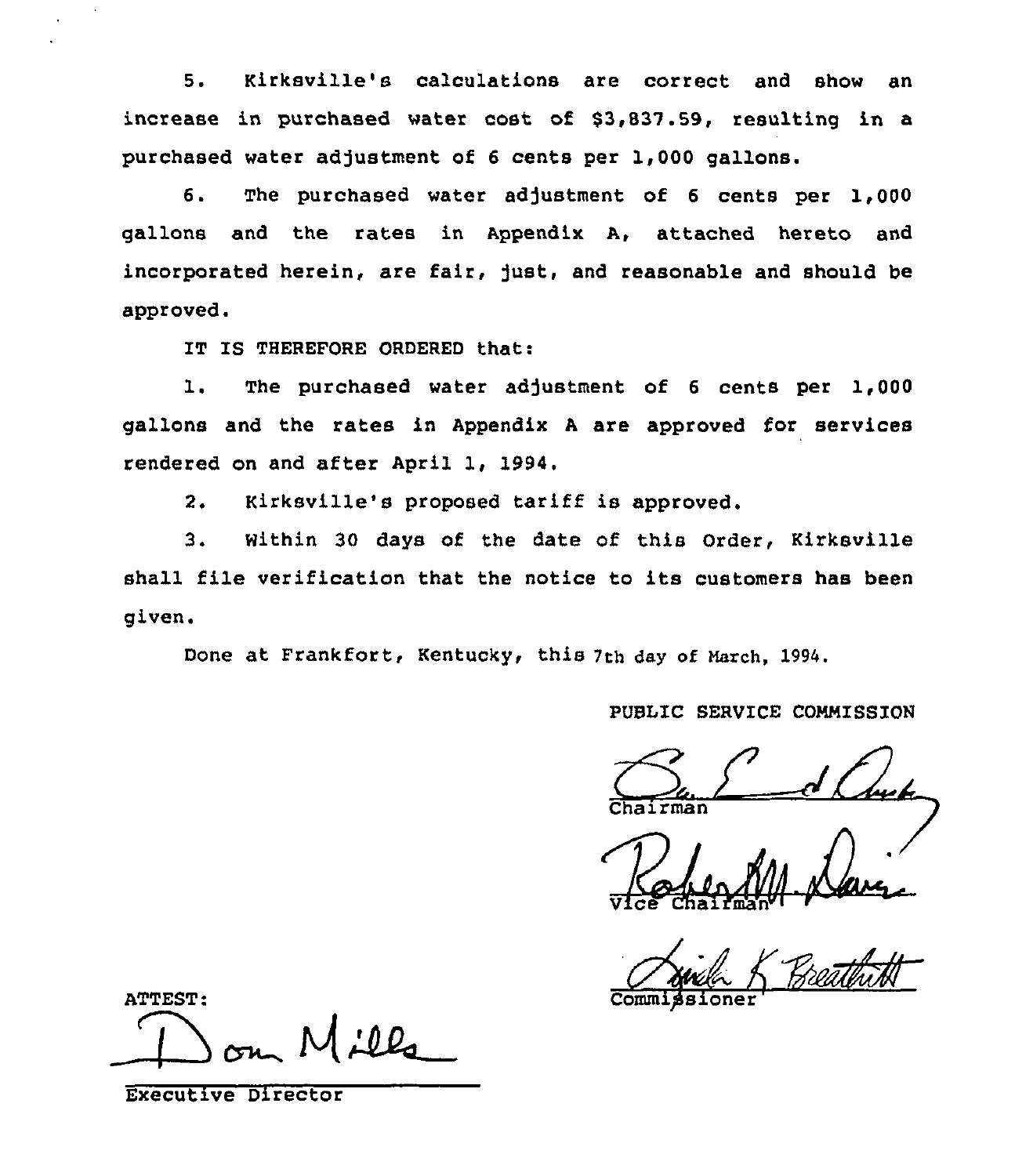5. Kirksville's calculations are correct and show an increase in purchased water cost of $3,837.59, resulting in a purchased water adjustment of 6 cents per 1,000 gallons.

6. The purchased water adjustment of 6 cents per 1,000 gallons and the rates in Appendix A, attached hereto and incorporated herein, are fair, just, and reasonable and should be approved.

IT IS THEREFORE ORDERED that:

1. The purchased water adjustment of 6 cents per 1,000 gallons and the rates in Appendix A are approved for services rendered on and after April 1, 1994.

2. Kirksville's proposed tariff is approved.

3. Within 30 days of the date of this Order, Kirksville shall file verification that the notice to its customers has been given.

Done at Frankfort, Kentucky, this 7th day of March, 1994.

PUBLIC SERVICE COMMISSION

Chairman

Vice Chairman

Commissioner

ATTEST:

Executive Director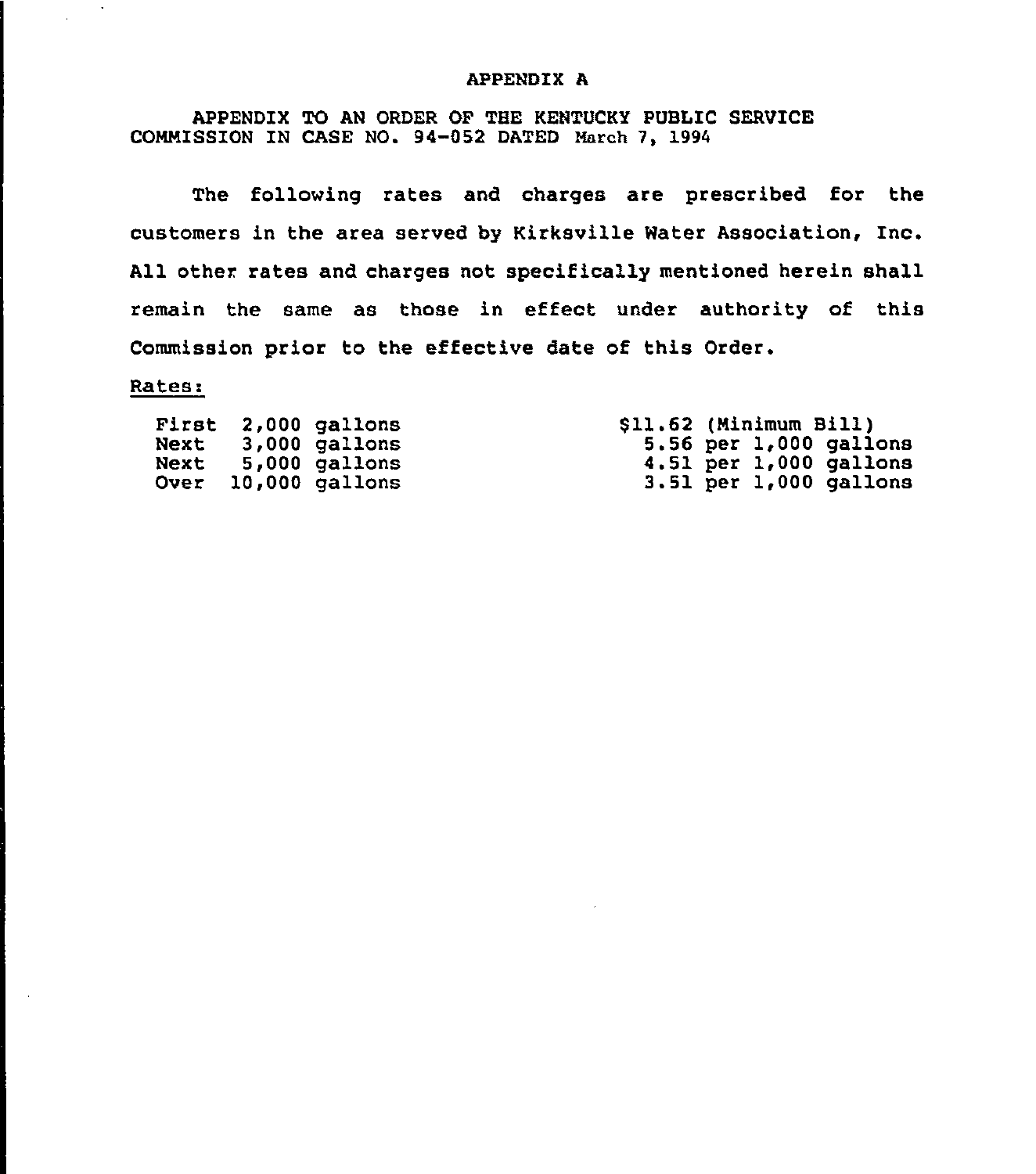# APPENDIX A

APPENDIX TO AN ORDER OF THE KENTUCKY PUBLIC SERVICE COMMISSION IN CASE NO. 94-052 DATED March 7, 1994

The following rates and charges are prescribed for the customers in the area served by Kirksville Water Association, Inc. All other rates and charges not specifically mentioned herein shall remain the same as those in effect under authority of this Commission prior to the effective date of this Order.

Rates:

| | | |
|---|---|---|
| First | 2,000 gallons | $11.62 (Minimum Bill) |
| Next | 3,000 gallons | 5.56 per 1,000 gallons |
| Next | 5,000 gallons | 4.51 per 1,000 gallons |
| Over | 10,000 gallons | 3.51 per 1,000 gallons |